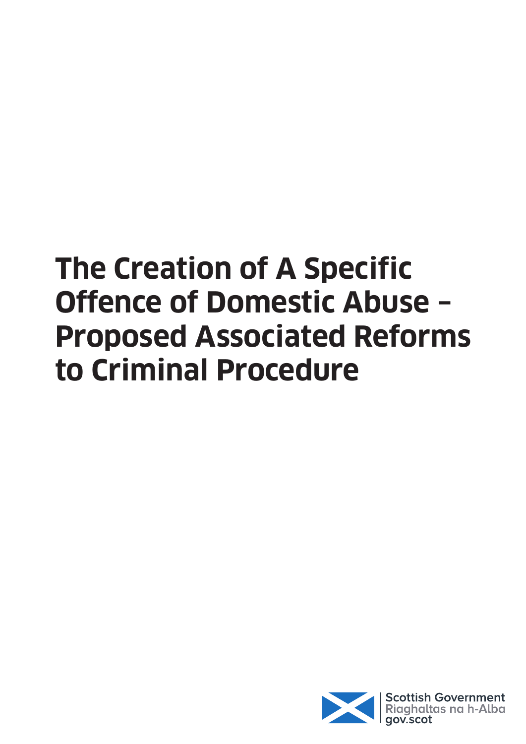# The Creation of A Specific Offence of Domestic Abuse – Proposed Associated Reforms to Criminal Procedure

Scottish Government
Riaghaltas na h-Alba
gov.scot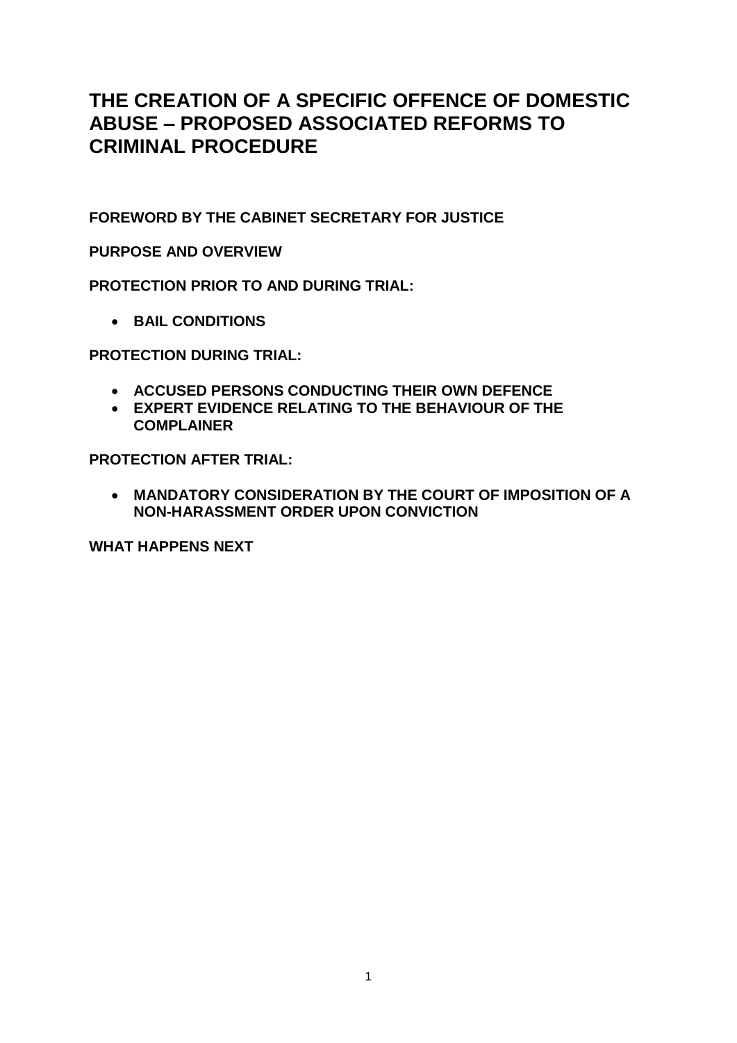# THE CREATION OF A SPECIFIC OFFENCE OF DOMESTIC ABUSE – PROPOSED ASSOCIATED REFORMS TO CRIMINAL PROCEDURE

**FOREWORD BY THE CABINET SECRETARY FOR JUSTICE**

**PURPOSE AND OVERVIEW**

**PROTECTION PRIOR TO AND DURING TRIAL:**

- **BAIL CONDITIONS**

**PROTECTION DURING TRIAL:**

- **ACCUSED PERSONS CONDUCTING THEIR OWN DEFENCE**
- **EXPERT EVIDENCE RELATING TO THE BEHAVIOUR OF THE COMPLAINER**

**PROTECTION AFTER TRIAL:**

- **MANDATORY CONSIDERATION BY THE COURT OF IMPOSITION OF A NON-HARASSMENT ORDER UPON CONVICTION**

**WHAT HAPPENS NEXT**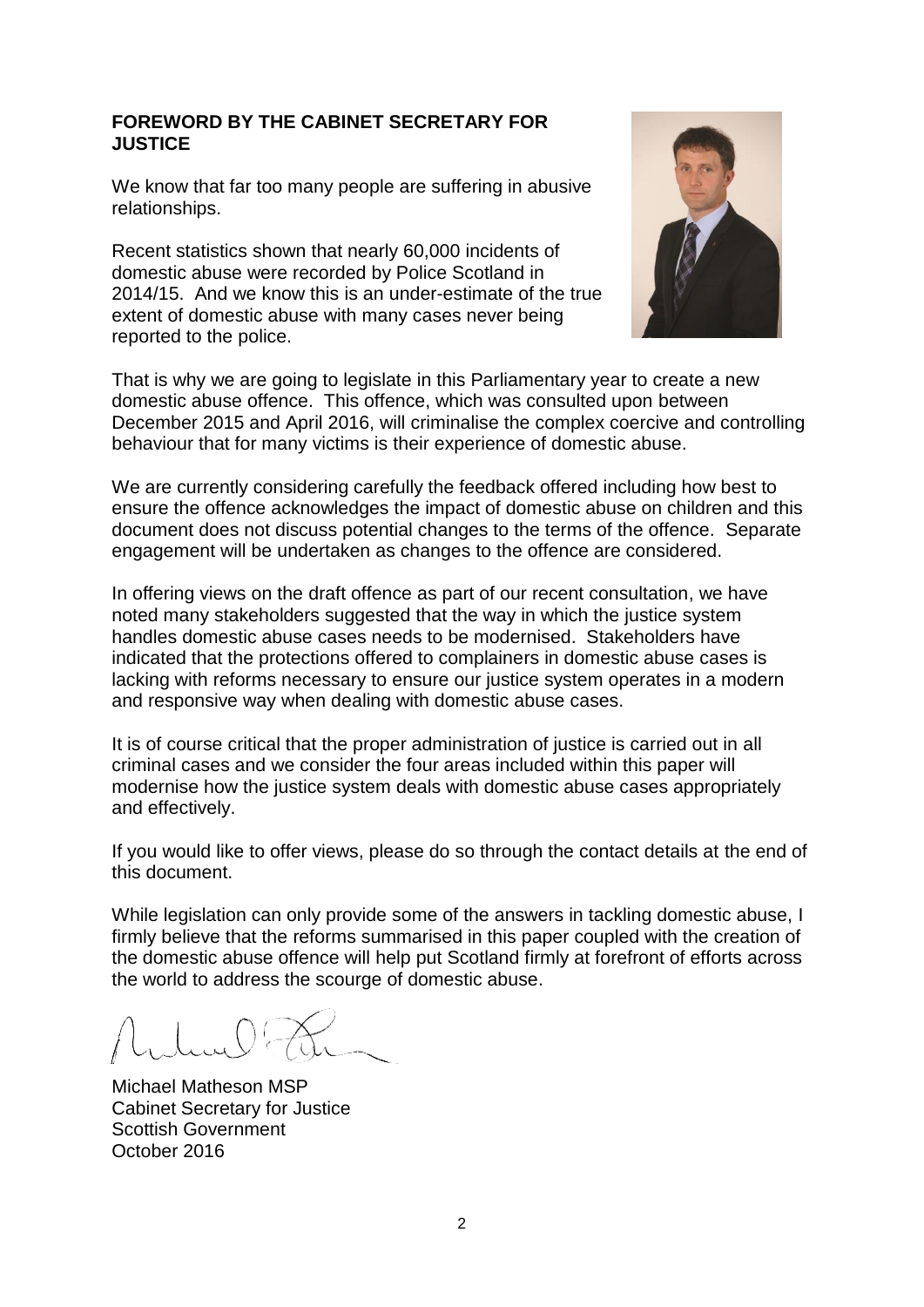## FOREWORD BY THE CABINET SECRETARY FOR JUSTICE

We know that far too many people are suffering in abusive relationships.

Recent statistics shown that nearly 60,000 incidents of domestic abuse were recorded by Police Scotland in 2014/15. And we know this is an under-estimate of the true extent of domestic abuse with many cases never being reported to the police.

That is why we are going to legislate in this Parliamentary year to create a new domestic abuse offence. This offence, which was consulted upon between December 2015 and April 2016, will criminalise the complex coercive and controlling behaviour that for many victims is their experience of domestic abuse.

We are currently considering carefully the feedback offered including how best to ensure the offence acknowledges the impact of domestic abuse on children and this document does not discuss potential changes to the terms of the offence. Separate engagement will be undertaken as changes to the offence are considered.

In offering views on the draft offence as part of our recent consultation, we have noted many stakeholders suggested that the way in which the justice system handles domestic abuse cases needs to be modernised. Stakeholders have indicated that the protections offered to complainers in domestic abuse cases is lacking with reforms necessary to ensure our justice system operates in a modern and responsive way when dealing with domestic abuse cases.

It is of course critical that the proper administration of justice is carried out in all criminal cases and we consider the four areas included within this paper will modernise how the justice system deals with domestic abuse cases appropriately and effectively.

If you would like to offer views, please do so through the contact details at the end of this document.

While legislation can only provide some of the answers in tackling domestic abuse, I firmly believe that the reforms summarised in this paper coupled with the creation of the domestic abuse offence will help put Scotland firmly at forefront of efforts across the world to address the scourge of domestic abuse.

Michael Matheson MSP
Cabinet Secretary for Justice
Scottish Government
October 2016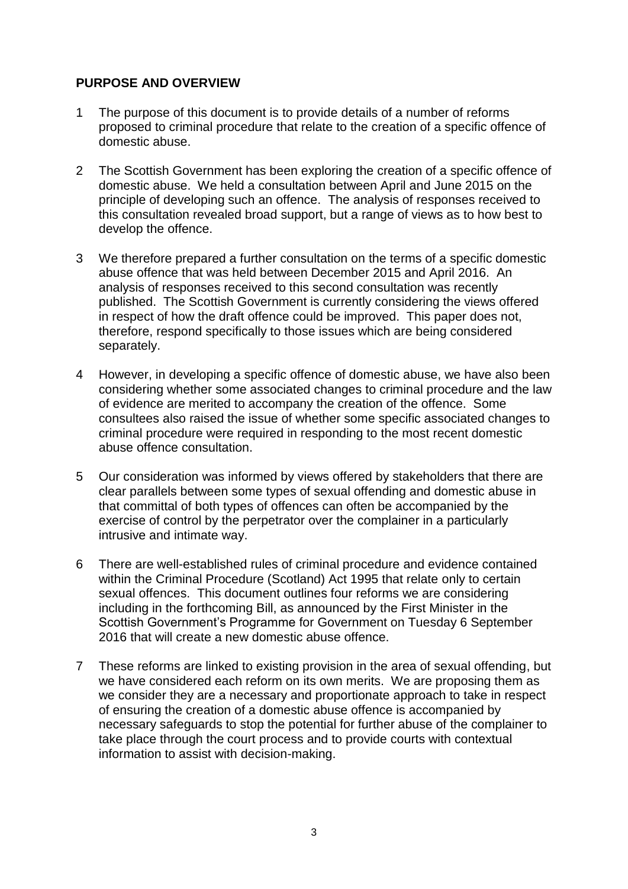## PURPOSE AND OVERVIEW

1 The purpose of this document is to provide details of a number of reforms proposed to criminal procedure that relate to the creation of a specific offence of domestic abuse.

2 The Scottish Government has been exploring the creation of a specific offence of domestic abuse. We held a consultation between April and June 2015 on the principle of developing such an offence. The analysis of responses received to this consultation revealed broad support, but a range of views as to how best to develop the offence.

3 We therefore prepared a further consultation on the terms of a specific domestic abuse offence that was held between December 2015 and April 2016. An analysis of responses received to this second consultation was recently published. The Scottish Government is currently considering the views offered in respect of how the draft offence could be improved. This paper does not, therefore, respond specifically to those issues which are being considered separately.

4 However, in developing a specific offence of domestic abuse, we have also been considering whether some associated changes to criminal procedure and the law of evidence are merited to accompany the creation of the offence. Some consultees also raised the issue of whether some specific associated changes to criminal procedure were required in responding to the most recent domestic abuse offence consultation.

5 Our consideration was informed by views offered by stakeholders that there are clear parallels between some types of sexual offending and domestic abuse in that committal of both types of offences can often be accompanied by the exercise of control by the perpetrator over the complainer in a particularly intrusive and intimate way.

6 There are well-established rules of criminal procedure and evidence contained within the Criminal Procedure (Scotland) Act 1995 that relate only to certain sexual offences. This document outlines four reforms we are considering including in the forthcoming Bill, as announced by the First Minister in the Scottish Government's Programme for Government on Tuesday 6 September 2016 that will create a new domestic abuse offence.

7 These reforms are linked to existing provision in the area of sexual offending, but we have considered each reform on its own merits. We are proposing them as we consider they are a necessary and proportionate approach to take in respect of ensuring the creation of a domestic abuse offence is accompanied by necessary safeguards to stop the potential for further abuse of the complainer to take place through the court process and to provide courts with contextual information to assist with decision-making.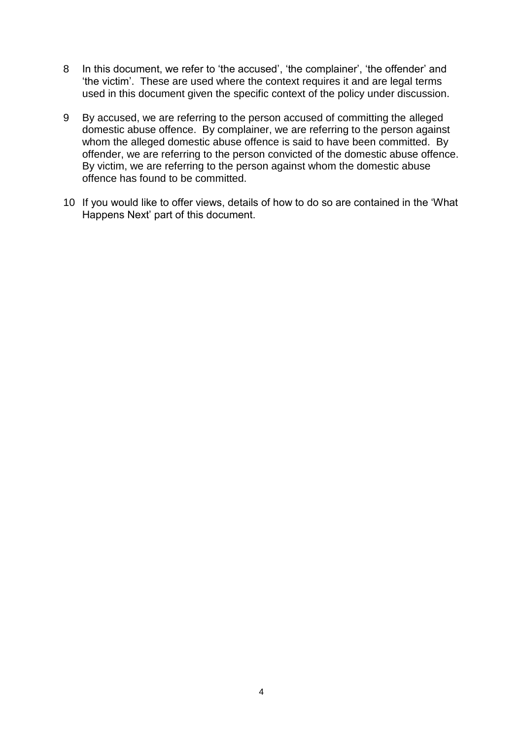8 In this document, we refer to 'the accused', 'the complainer', 'the offender' and 'the victim'. These are used where the context requires it and are legal terms used in this document given the specific context of the policy under discussion.

9 By accused, we are referring to the person accused of committing the alleged domestic abuse offence. By complainer, we are referring to the person against whom the alleged domestic abuse offence is said to have been committed. By offender, we are referring to the person convicted of the domestic abuse offence. By victim, we are referring to the person against whom the domestic abuse offence has found to be committed.

10 If you would like to offer views, details of how to do so are contained in the 'What Happens Next' part of this document.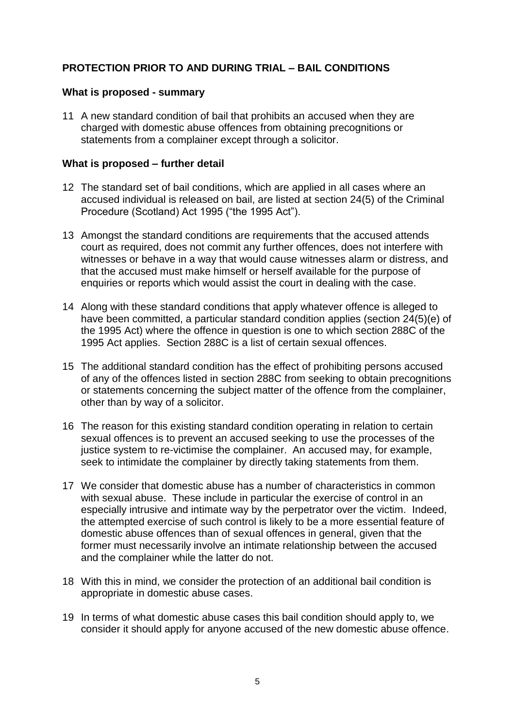**PROTECTION PRIOR TO AND DURING TRIAL – BAIL CONDITIONS**

**What is proposed - summary**

11 A new standard condition of bail that prohibits an accused when they are charged with domestic abuse offences from obtaining precognitions or statements from a complainer except through a solicitor.

**What is proposed – further detail**

12 The standard set of bail conditions, which are applied in all cases where an accused individual is released on bail, are listed at section 24(5) of the Criminal Procedure (Scotland) Act 1995 ("the 1995 Act").

13 Amongst the standard conditions are requirements that the accused attends court as required, does not commit any further offences, does not interfere with witnesses or behave in a way that would cause witnesses alarm or distress, and that the accused must make himself or herself available for the purpose of enquiries or reports which would assist the court in dealing with the case.

14 Along with these standard conditions that apply whatever offence is alleged to have been committed, a particular standard condition applies (section 24(5)(e) of the 1995 Act) where the offence in question is one to which section 288C of the 1995 Act applies. Section 288C is a list of certain sexual offences.

15 The additional standard condition has the effect of prohibiting persons accused of any of the offences listed in section 288C from seeking to obtain precognitions or statements concerning the subject matter of the offence from the complainer, other than by way of a solicitor.

16 The reason for this existing standard condition operating in relation to certain sexual offences is to prevent an accused seeking to use the processes of the justice system to re-victimise the complainer. An accused may, for example, seek to intimidate the complainer by directly taking statements from them.

17 We consider that domestic abuse has a number of characteristics in common with sexual abuse. These include in particular the exercise of control in an especially intrusive and intimate way by the perpetrator over the victim. Indeed, the attempted exercise of such control is likely to be a more essential feature of domestic abuse offences than of sexual offences in general, given that the former must necessarily involve an intimate relationship between the accused and the complainer while the latter do not.

18 With this in mind, we consider the protection of an additional bail condition is appropriate in domestic abuse cases.

19 In terms of what domestic abuse cases this bail condition should apply to, we consider it should apply for anyone accused of the new domestic abuse offence.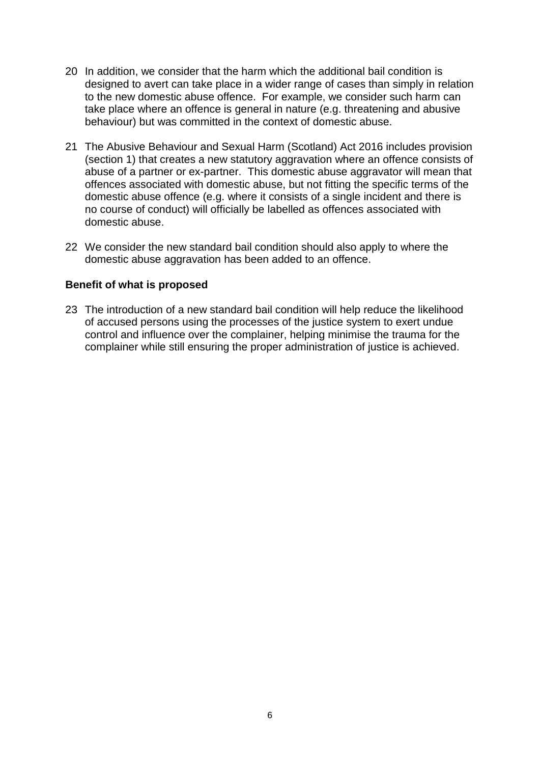20 In addition, we consider that the harm which the additional bail condition is designed to avert can take place in a wider range of cases than simply in relation to the new domestic abuse offence. For example, we consider such harm can take place where an offence is general in nature (e.g. threatening and abusive behaviour) but was committed in the context of domestic abuse.

21 The Abusive Behaviour and Sexual Harm (Scotland) Act 2016 includes provision (section 1) that creates a new statutory aggravation where an offence consists of abuse of a partner or ex-partner. This domestic abuse aggravator will mean that offences associated with domestic abuse, but not fitting the specific terms of the domestic abuse offence (e.g. where it consists of a single incident and there is no course of conduct) will officially be labelled as offences associated with domestic abuse.

22 We consider the new standard bail condition should also apply to where the domestic abuse aggravation has been added to an offence.

**Benefit of what is proposed**

23 The introduction of a new standard bail condition will help reduce the likelihood of accused persons using the processes of the justice system to exert undue control and influence over the complainer, helping minimise the trauma for the complainer while still ensuring the proper administration of justice is achieved.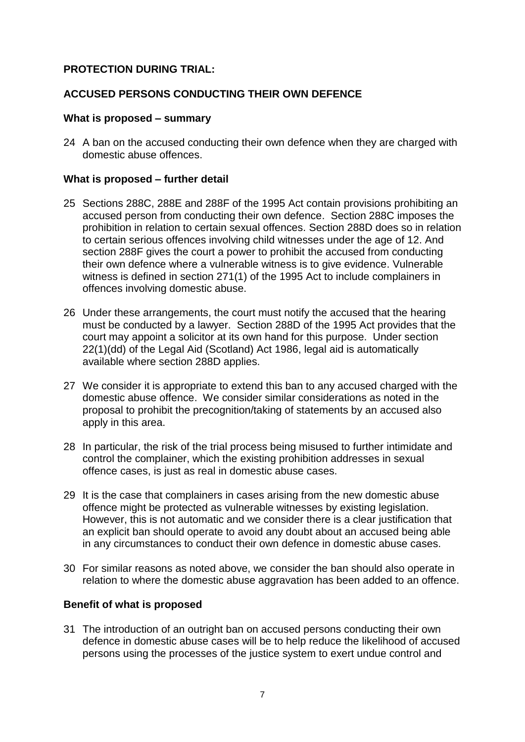**PROTECTION DURING TRIAL:**

**ACCUSED PERSONS CONDUCTING THEIR OWN DEFENCE**

**What is proposed – summary**

24 A ban on the accused conducting their own defence when they are charged with domestic abuse offences.

**What is proposed – further detail**

25 Sections 288C, 288E and 288F of the 1995 Act contain provisions prohibiting an accused person from conducting their own defence. Section 288C imposes the prohibition in relation to certain sexual offences. Section 288D does so in relation to certain serious offences involving child witnesses under the age of 12. And section 288F gives the court a power to prohibit the accused from conducting their own defence where a vulnerable witness is to give evidence. Vulnerable witness is defined in section 271(1) of the 1995 Act to include complainers in offences involving domestic abuse.

26 Under these arrangements, the court must notify the accused that the hearing must be conducted by a lawyer. Section 288D of the 1995 Act provides that the court may appoint a solicitor at its own hand for this purpose. Under section 22(1)(dd) of the Legal Aid (Scotland) Act 1986, legal aid is automatically available where section 288D applies.

27 We consider it is appropriate to extend this ban to any accused charged with the domestic abuse offence. We consider similar considerations as noted in the proposal to prohibit the precognition/taking of statements by an accused also apply in this area.

28 In particular, the risk of the trial process being misused to further intimidate and control the complainer, which the existing prohibition addresses in sexual offence cases, is just as real in domestic abuse cases.

29 It is the case that complainers in cases arising from the new domestic abuse offence might be protected as vulnerable witnesses by existing legislation. However, this is not automatic and we consider there is a clear justification that an explicit ban should operate to avoid any doubt about an accused being able in any circumstances to conduct their own defence in domestic abuse cases.

30 For similar reasons as noted above, we consider the ban should also operate in relation to where the domestic abuse aggravation has been added to an offence.

**Benefit of what is proposed**

31 The introduction of an outright ban on accused persons conducting their own defence in domestic abuse cases will be to help reduce the likelihood of accused persons using the processes of the justice system to exert undue control and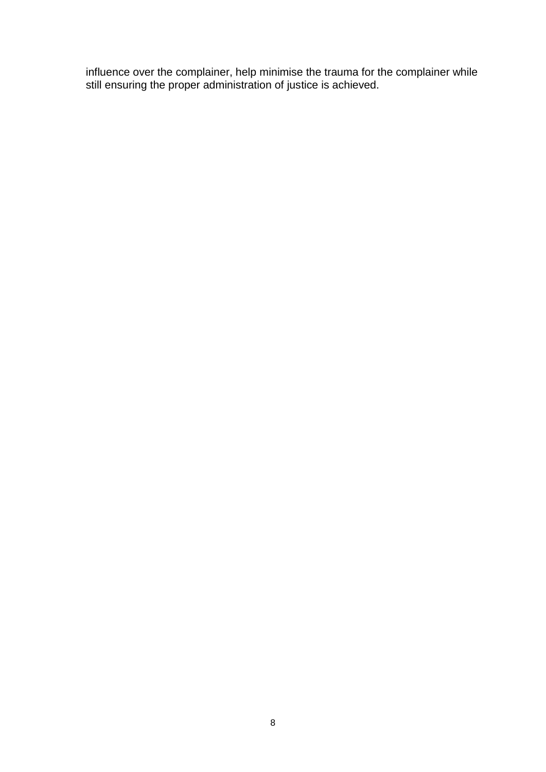influence over the complainer, help minimise the trauma for the complainer while still ensuring the proper administration of justice is achieved.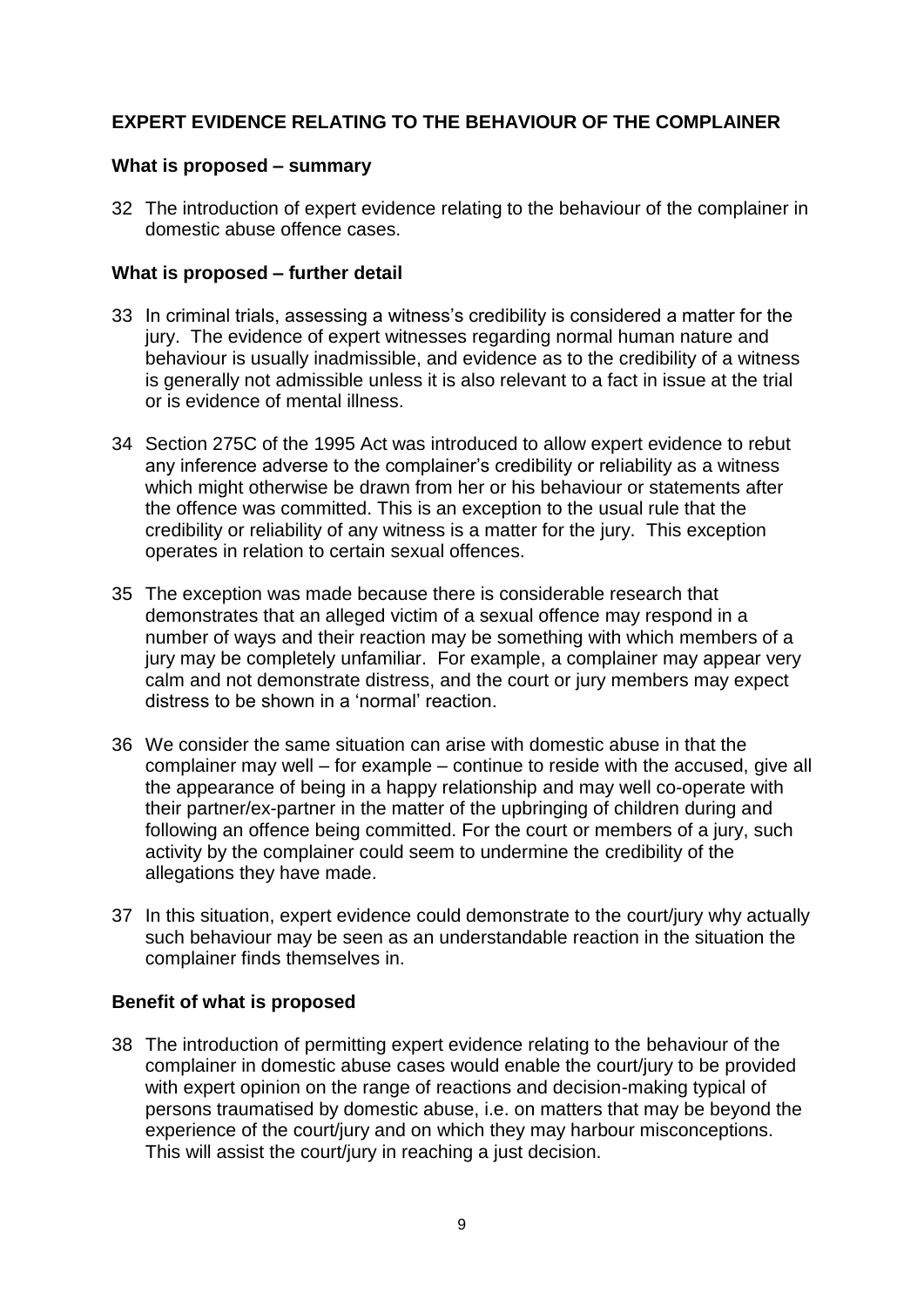## EXPERT EVIDENCE RELATING TO THE BEHAVIOUR OF THE COMPLAINER

### What is proposed – summary

32 The introduction of expert evidence relating to the behaviour of the complainer in domestic abuse offence cases.

### What is proposed – further detail

33 In criminal trials, assessing a witness's credibility is considered a matter for the jury. The evidence of expert witnesses regarding normal human nature and behaviour is usually inadmissible, and evidence as to the credibility of a witness is generally not admissible unless it is also relevant to a fact in issue at the trial or is evidence of mental illness.

34 Section 275C of the 1995 Act was introduced to allow expert evidence to rebut any inference adverse to the complainer's credibility or reliability as a witness which might otherwise be drawn from her or his behaviour or statements after the offence was committed. This is an exception to the usual rule that the credibility or reliability of any witness is a matter for the jury. This exception operates in relation to certain sexual offences.

35 The exception was made because there is considerable research that demonstrates that an alleged victim of a sexual offence may respond in a number of ways and their reaction may be something with which members of a jury may be completely unfamiliar. For example, a complainer may appear very calm and not demonstrate distress, and the court or jury members may expect distress to be shown in a 'normal' reaction.

36 We consider the same situation can arise with domestic abuse in that the complainer may well – for example – continue to reside with the accused, give all the appearance of being in a happy relationship and may well co-operate with their partner/ex-partner in the matter of the upbringing of children during and following an offence being committed. For the court or members of a jury, such activity by the complainer could seem to undermine the credibility of the allegations they have made.

37 In this situation, expert evidence could demonstrate to the court/jury why actually such behaviour may be seen as an understandable reaction in the situation the complainer finds themselves in.

### Benefit of what is proposed

38 The introduction of permitting expert evidence relating to the behaviour of the complainer in domestic abuse cases would enable the court/jury to be provided with expert opinion on the range of reactions and decision-making typical of persons traumatised by domestic abuse, i.e. on matters that may be beyond the experience of the court/jury and on which they may harbour misconceptions. This will assist the court/jury in reaching a just decision.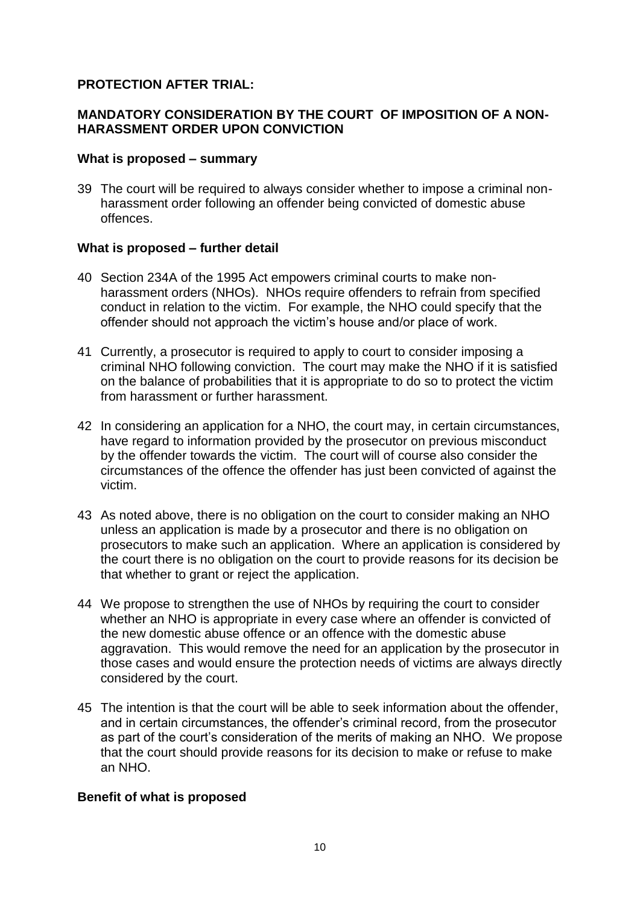**PROTECTION AFTER TRIAL:**

**MANDATORY CONSIDERATION BY THE COURT OF IMPOSITION OF A NON-HARASSMENT ORDER UPON CONVICTION**

**What is proposed – summary**

39 The court will be required to always consider whether to impose a criminal non-harassment order following an offender being convicted of domestic abuse offences.

**What is proposed – further detail**

40 Section 234A of the 1995 Act empowers criminal courts to make non-harassment orders (NHOs). NHOs require offenders to refrain from specified conduct in relation to the victim. For example, the NHO could specify that the offender should not approach the victim's house and/or place of work.

41 Currently, a prosecutor is required to apply to court to consider imposing a criminal NHO following conviction. The court may make the NHO if it is satisfied on the balance of probabilities that it is appropriate to do so to protect the victim from harassment or further harassment.

42 In considering an application for a NHO, the court may, in certain circumstances, have regard to information provided by the prosecutor on previous misconduct by the offender towards the victim. The court will of course also consider the circumstances of the offence the offender has just been convicted of against the victim.

43 As noted above, there is no obligation on the court to consider making an NHO unless an application is made by a prosecutor and there is no obligation on prosecutors to make such an application. Where an application is considered by the court there is no obligation on the court to provide reasons for its decision be that whether to grant or reject the application.

44 We propose to strengthen the use of NHOs by requiring the court to consider whether an NHO is appropriate in every case where an offender is convicted of the new domestic abuse offence or an offence with the domestic abuse aggravation. This would remove the need for an application by the prosecutor in those cases and would ensure the protection needs of victims are always directly considered by the court.

45 The intention is that the court will be able to seek information about the offender, and in certain circumstances, the offender's criminal record, from the prosecutor as part of the court's consideration of the merits of making an NHO. We propose that the court should provide reasons for its decision to make or refuse to make an NHO.

**Benefit of what is proposed**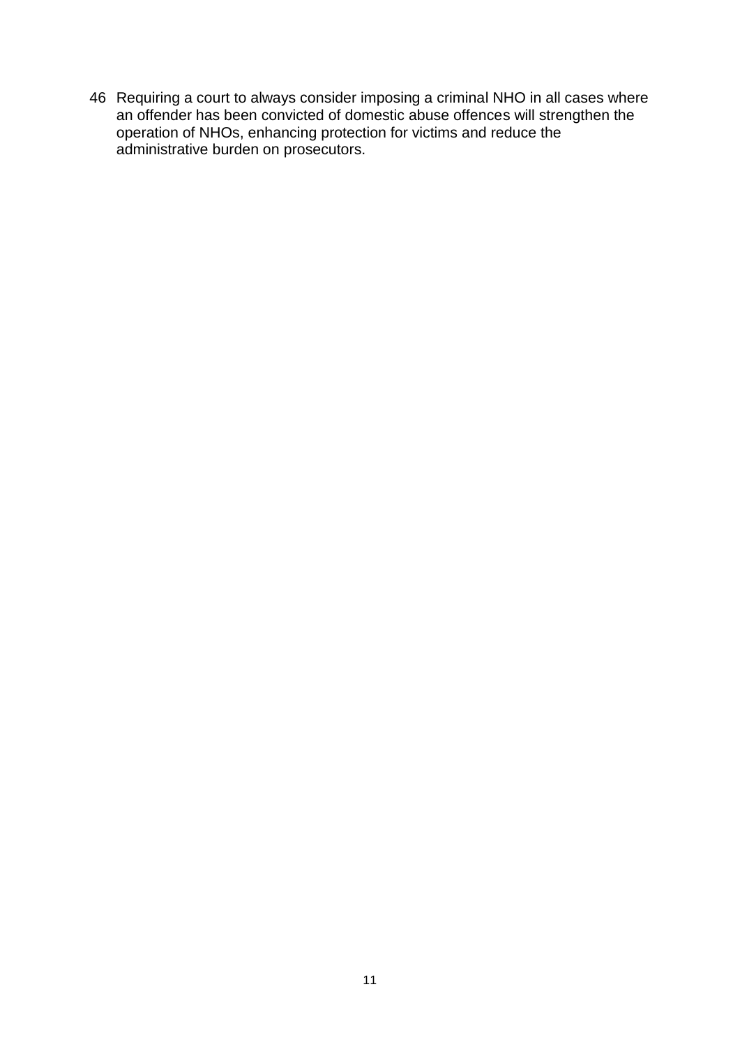46 Requiring a court to always consider imposing a criminal NHO in all cases where an offender has been convicted of domestic abuse offences will strengthen the operation of NHOs, enhancing protection for victims and reduce the administrative burden on prosecutors.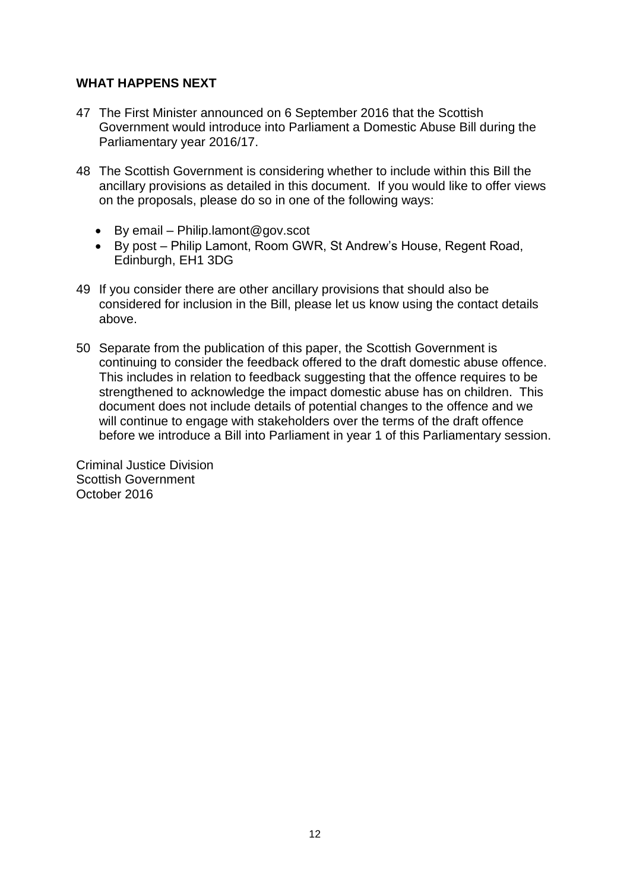## WHAT HAPPENS NEXT

47 The First Minister announced on 6 September 2016 that the Scottish Government would introduce into Parliament a Domestic Abuse Bill during the Parliamentary year 2016/17.

48 The Scottish Government is considering whether to include within this Bill the ancillary provisions as detailed in this document. If you would like to offer views on the proposals, please do so in one of the following ways:

- By email – Philip.lamont@gov.scot
- By post – Philip Lamont, Room GWR, St Andrew's House, Regent Road, Edinburgh, EH1 3DG

49 If you consider there are other ancillary provisions that should also be considered for inclusion in the Bill, please let us know using the contact details above.

50 Separate from the publication of this paper, the Scottish Government is continuing to consider the feedback offered to the draft domestic abuse offence. This includes in relation to feedback suggesting that the offence requires to be strengthened to acknowledge the impact domestic abuse has on children. This document does not include details of potential changes to the offence and we will continue to engage with stakeholders over the terms of the draft offence before we introduce a Bill into Parliament in year 1 of this Parliamentary session.

Criminal Justice Division
Scottish Government
October 2016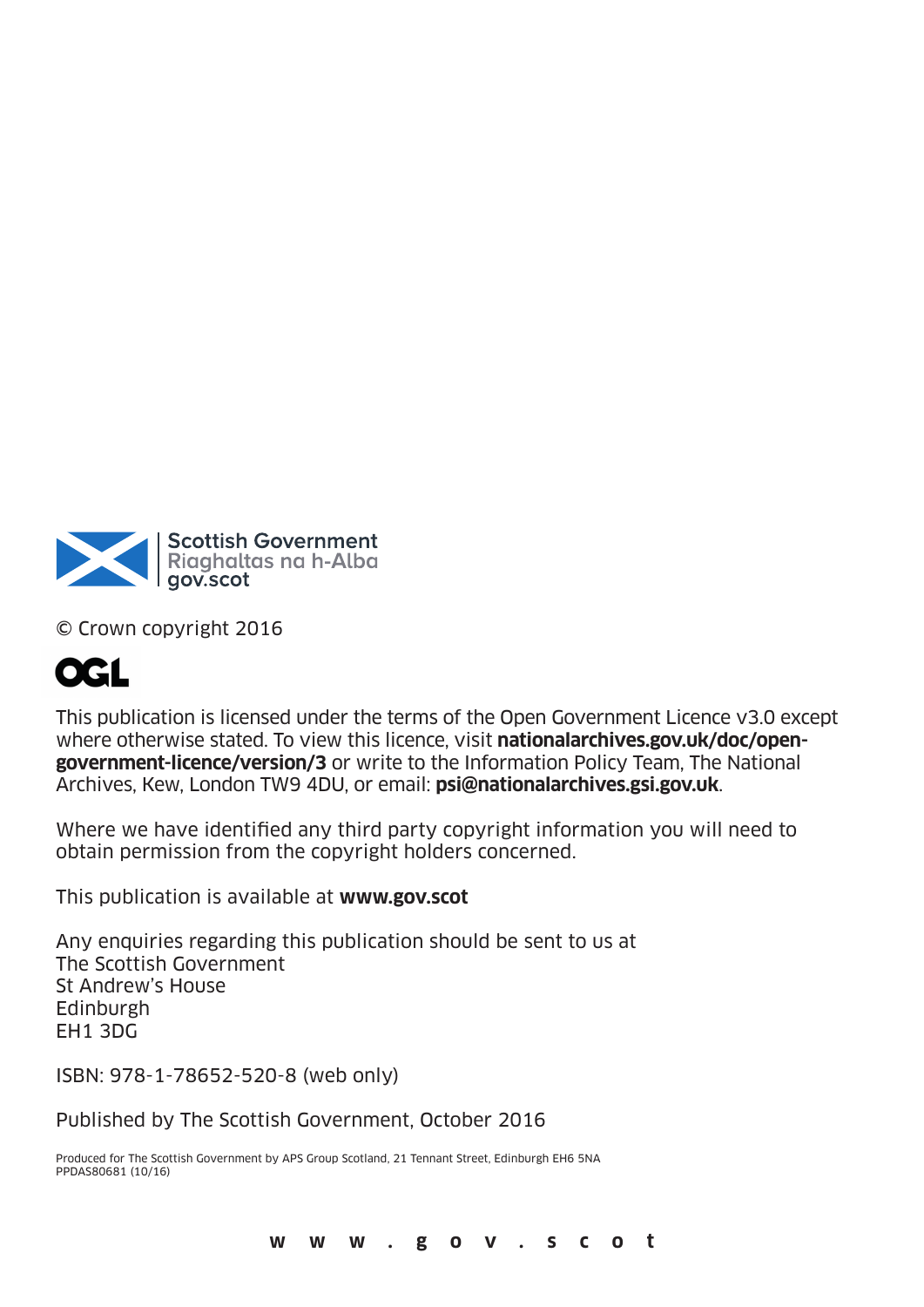Scottish Government
Riaghaltas na h-Alba
gov.scot

© Crown copyright 2016

OGL

This publication is licensed under the terms of the Open Government Licence v3.0 except where otherwise stated. To view this licence, visit **nationalarchives.gov.uk/doc/open-government-licence/version/3** or write to the Information Policy Team, The National Archives, Kew, London TW9 4DU, or email: **psi@nationalarchives.gsi.gov.uk**.

Where we have identified any third party copyright information you will need to obtain permission from the copyright holders concerned.

This publication is available at **www.gov.scot**

Any enquiries regarding this publication should be sent to us at
The Scottish Government
St Andrew's House
Edinburgh
EH1 3DG

ISBN: 978-1-78652-520-8 (web only)

Published by The Scottish Government, October 2016

Produced for The Scottish Government by APS Group Scotland, 21 Tennant Street, Edinburgh EH6 5NA
PPDAS80681 (10/16)

**w w w . g o v . s c o t**